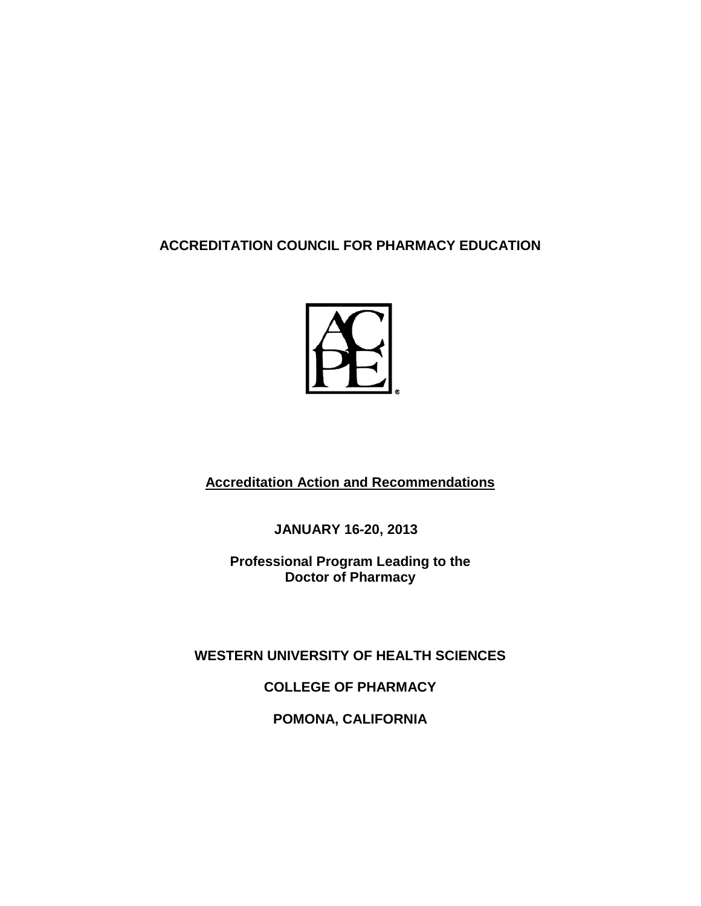# ACCREDITATION COUNCIL FOR PHARMACY EDUCATION

**Accreditation Action and Recommendations**

**JANUARY 16-20, 2013**

**Professional Program Leading to the Doctor of Pharmacy**

**WESTERN UNIVERSITY OF HEALTH SCIENCES**

**COLLEGE OF PHARMACY**

**POMONA, CALIFORNIA**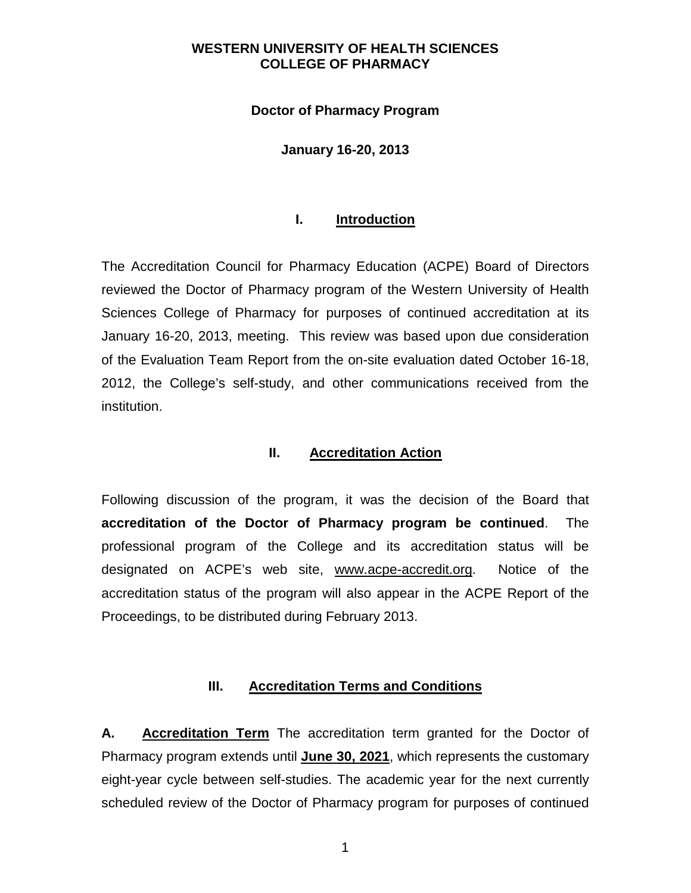**WESTERN UNIVERSITY OF HEALTH SCIENCES**
**COLLEGE OF PHARMACY**

**Doctor of Pharmacy Program**

**January 16-20, 2013**

## I. Introduction

The Accreditation Council for Pharmacy Education (ACPE) Board of Directors reviewed the Doctor of Pharmacy program of the Western University of Health Sciences College of Pharmacy for purposes of continued accreditation at its January 16-20, 2013, meeting. This review was based upon due consideration of the Evaluation Team Report from the on-site evaluation dated October 16-18, 2012, the College's self-study, and other communications received from the institution.

## II. Accreditation Action

Following discussion of the program, it was the decision of the Board that **accreditation of the Doctor of Pharmacy program be continued**. The professional program of the College and its accreditation status will be designated on ACPE's web site, www.acpe-accredit.org. Notice of the accreditation status of the program will also appear in the ACPE Report of the Proceedings, to be distributed during February 2013.

## III. Accreditation Terms and Conditions

**A. Accreditation Term** The accreditation term granted for the Doctor of Pharmacy program extends until **June 30, 2021**, which represents the customary eight-year cycle between self-studies. The academic year for the next currently scheduled review of the Doctor of Pharmacy program for purposes of continued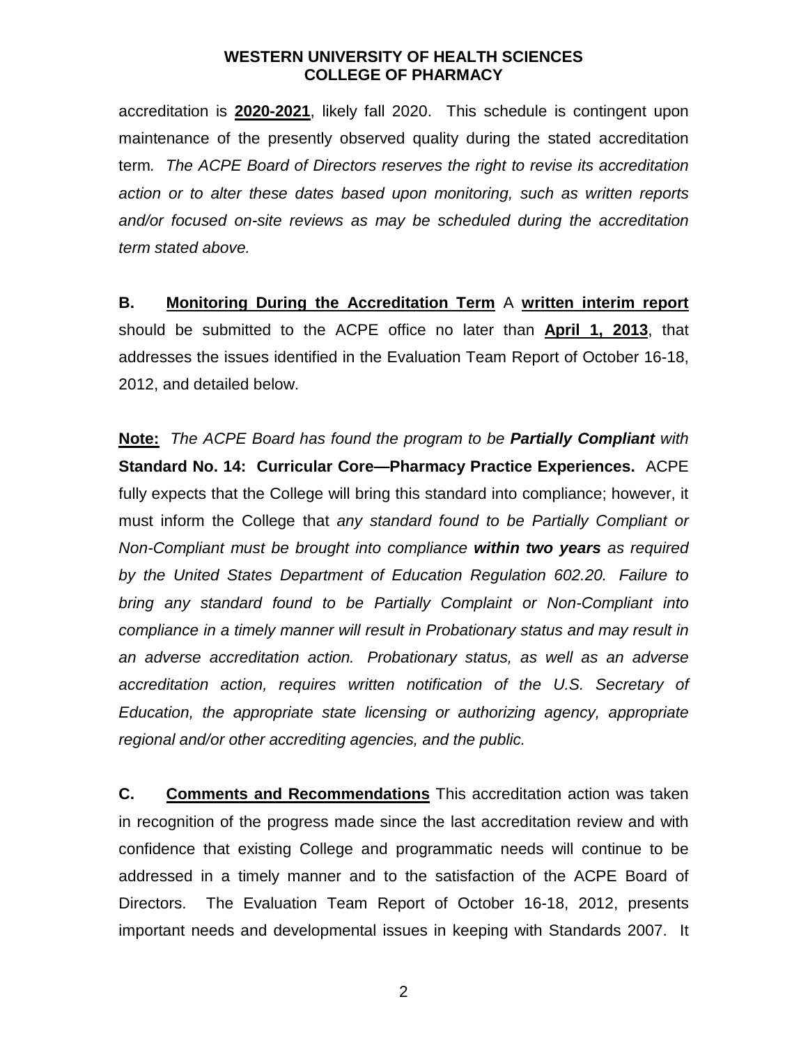accreditation is **2020-2021**, likely fall 2020. This schedule is contingent upon maintenance of the presently observed quality during the stated accreditation term. *The ACPE Board of Directors reserves the right to revise its accreditation action or to alter these dates based upon monitoring, such as written reports and/or focused on-site reviews as may be scheduled during the accreditation term stated above.*

**B. Monitoring During the Accreditation Term** A **written interim report** should be submitted to the ACPE office no later than **April 1, 2013**, that addresses the issues identified in the Evaluation Team Report of October 16-18, 2012, and detailed below.

**Note:** *The ACPE Board has found the program to be **Partially Compliant** with* **Standard No. 14: Curricular Core—Pharmacy Practice Experiences.** ACPE fully expects that the College will bring this standard into compliance; however, it must inform the College that *any standard found to be Partially Compliant or Non-Compliant must be brought into compliance **within two years** as required by the United States Department of Education Regulation 602.20. Failure to bring any standard found to be Partially Complaint or Non-Compliant into compliance in a timely manner will result in Probationary status and may result in an adverse accreditation action. Probationary status, as well as an adverse accreditation action, requires written notification of the U.S. Secretary of Education, the appropriate state licensing or authorizing agency, appropriate regional and/or other accrediting agencies, and the public.*

**C. Comments and Recommendations** This accreditation action was taken in recognition of the progress made since the last accreditation review and with confidence that existing College and programmatic needs will continue to be addressed in a timely manner and to the satisfaction of the ACPE Board of Directors. The Evaluation Team Report of October 16-18, 2012, presents important needs and developmental issues in keeping with Standards 2007. It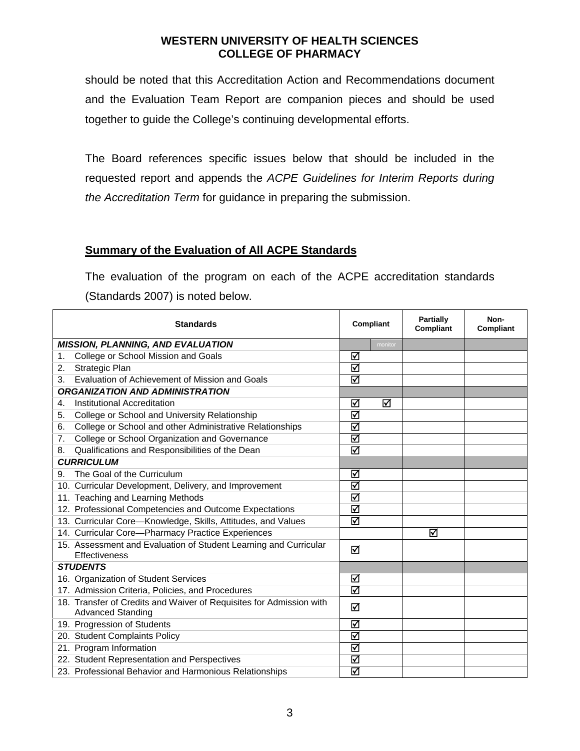should be noted that this Accreditation Action and Recommendations document and the Evaluation Team Report are companion pieces and should be used together to guide the College's continuing developmental efforts.

The Board references specific issues below that should be included in the requested report and appends the *ACPE Guidelines for Interim Reports during the Accreditation Term* for guidance in preparing the submission.

## Summary of the Evaluation of All ACPE Standards

The evaluation of the program on each of the ACPE accreditation standards (Standards 2007) is noted below.

| Standards | Compliant | | Partially Compliant | Non-Compliant |
|---|---|---|---|---|
| ***MISSION, PLANNING, AND EVALUATION*** | | monitor | | |
| 1. College or School Mission and Goals | ☑ | | | |
| 2. Strategic Plan | ☑ | | | |
| 3. Evaluation of Achievement of Mission and Goals | ☑ | | | |
| ***ORGANIZATION AND ADMINISTRATION*** | | | | |
| 4. Institutional Accreditation | ☑ | ☑ | | |
| 5. College or School and University Relationship | ☑ | | | |
| 6. College or School and other Administrative Relationships | ☑ | | | |
| 7. College or School Organization and Governance | ☑ | | | |
| 8. Qualifications and Responsibilities of the Dean | ☑ | | | |
| ***CURRICULUM*** | | | | |
| 9. The Goal of the Curriculum | ☑ | | | |
| 10. Curricular Development, Delivery, and Improvement | ☑ | | | |
| 11. Teaching and Learning Methods | ☑ | | | |
| 12. Professional Competencies and Outcome Expectations | ☑ | | | |
| 13. Curricular Core—Knowledge, Skills, Attitudes, and Values | ☑ | | | |
| 14. Curricular Core—Pharmacy Practice Experiences | | | ☑ | |
| 15. Assessment and Evaluation of Student Learning and Curricular Effectiveness | ☑ | | | |
| ***STUDENTS*** | | | | |
| 16. Organization of Student Services | ☑ | | | |
| 17. Admission Criteria, Policies, and Procedures | ☑ | | | |
| 18. Transfer of Credits and Waiver of Requisites for Admission with Advanced Standing | ☑ | | | |
| 19. Progression of Students | ☑ | | | |
| 20. Student Complaints Policy | ☑ | | | |
| 21. Program Information | ☑ | | | |
| 22. Student Representation and Perspectives | ☑ | | | |
| 23. Professional Behavior and Harmonious Relationships | ☑ | | | |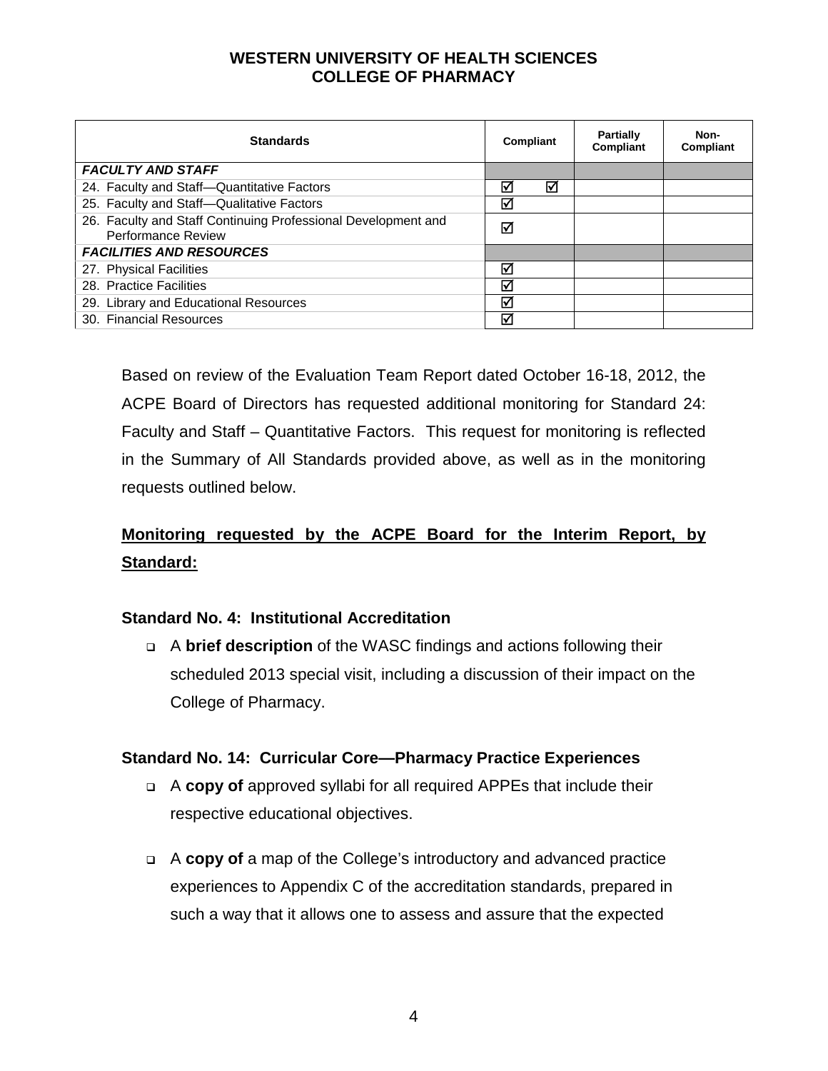**WESTERN UNIVERSITY OF HEALTH SCIENCES**
**COLLEGE OF PHARMACY**

| Standards | Compliant | Partially Compliant | Non-Compliant |
|---|---|---|---|
| ***FACULTY AND STAFF*** | | | |
| 24. Faculty and Staff—Quantitative Factors | ☑ ☑ | | |
| 25. Faculty and Staff—Qualitative Factors | ☑ | | |
| 26. Faculty and Staff Continuing Professional Development and Performance Review | ☑ | | |
| ***FACILITIES AND RESOURCES*** | | | |
| 27. Physical Facilities | ☑ | | |
| 28. Practice Facilities | ☑ | | |
| 29. Library and Educational Resources | ☑ | | |
| 30. Financial Resources | ☑ | | |

Based on review of the Evaluation Team Report dated October 16-18, 2012, the ACPE Board of Directors has requested additional monitoring for Standard 24: Faculty and Staff – Quantitative Factors. This request for monitoring is reflected in the Summary of All Standards provided above, as well as in the monitoring requests outlined below.

**Monitoring requested by the ACPE Board for the Interim Report, by Standard:**

### Standard No. 4: Institutional Accreditation

- A **brief description** of the WASC findings and actions following their scheduled 2013 special visit, including a discussion of their impact on the College of Pharmacy.

### Standard No. 14: Curricular Core—Pharmacy Practice Experiences

- A **copy of** approved syllabi for all required APPEs that include their respective educational objectives.
- A **copy of** a map of the College's introductory and advanced practice experiences to Appendix C of the accreditation standards, prepared in such a way that it allows one to assess and assure that the expected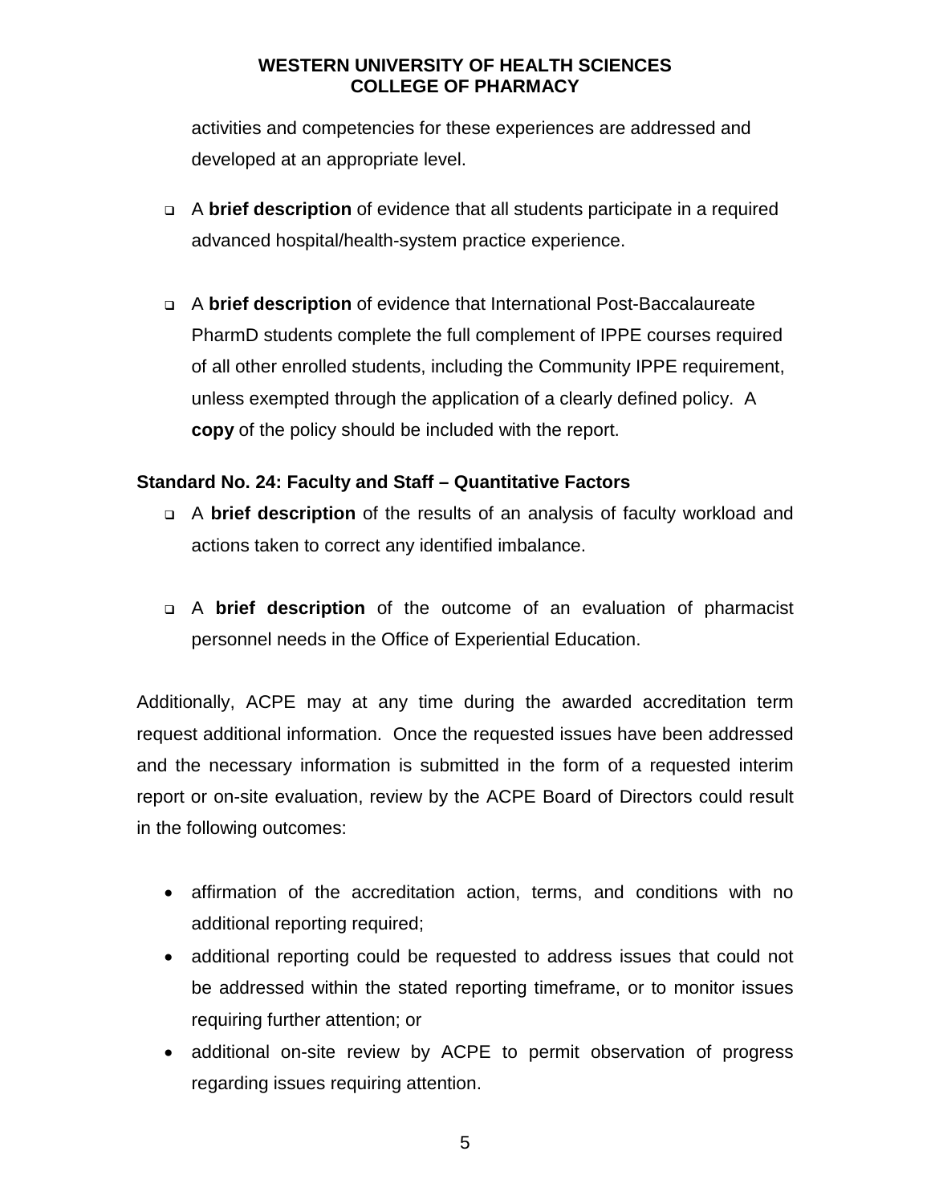activities and competencies for these experiences are addressed and developed at an appropriate level.

- A **brief description** of evidence that all students participate in a required advanced hospital/health-system practice experience.

- A **brief description** of evidence that International Post-Baccalaureate PharmD students complete the full complement of IPPE courses required of all other enrolled students, including the Community IPPE requirement, unless exempted through the application of a clearly defined policy. A **copy** of the policy should be included with the report.

**Standard No. 24: Faculty and Staff – Quantitative Factors**

- A **brief description** of the results of an analysis of faculty workload and actions taken to correct any identified imbalance.

- A **brief description** of the outcome of an evaluation of pharmacist personnel needs in the Office of Experiential Education.

Additionally, ACPE may at any time during the awarded accreditation term request additional information. Once the requested issues have been addressed and the necessary information is submitted in the form of a requested interim report or on-site evaluation, review by the ACPE Board of Directors could result in the following outcomes:

- affirmation of the accreditation action, terms, and conditions with no additional reporting required;
- additional reporting could be requested to address issues that could not be addressed within the stated reporting timeframe, or to monitor issues requiring further attention; or
- additional on-site review by ACPE to permit observation of progress regarding issues requiring attention.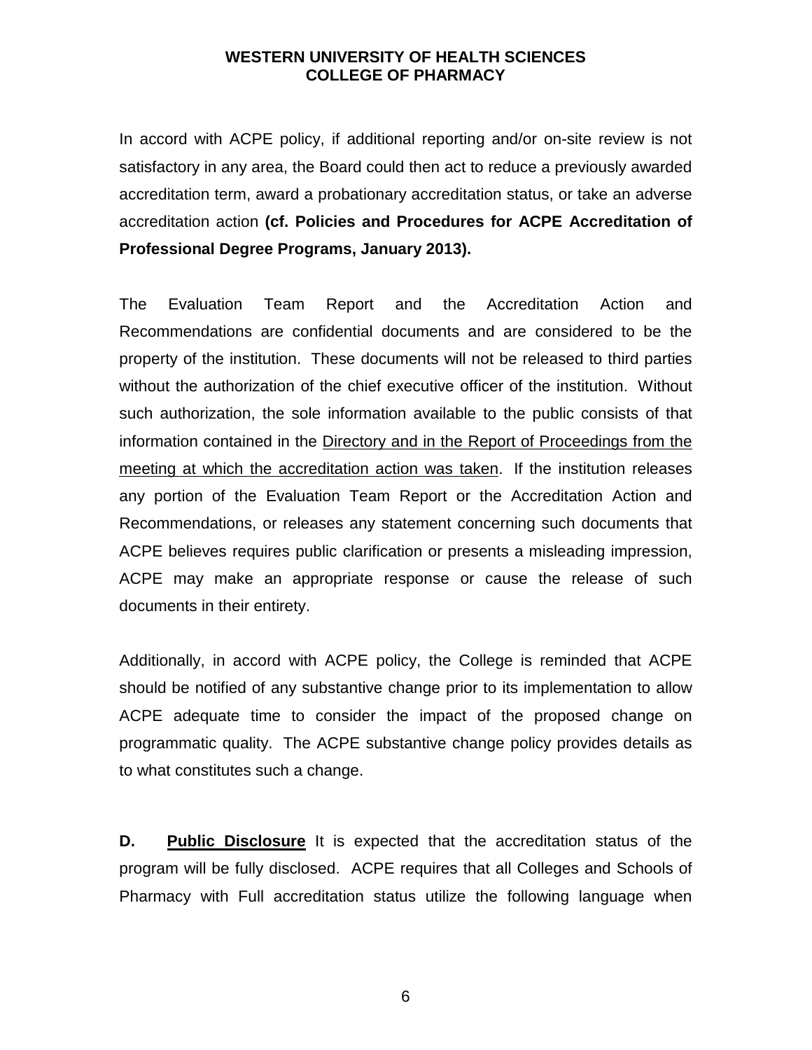In accord with ACPE policy, if additional reporting and/or on-site review is not satisfactory in any area, the Board could then act to reduce a previously awarded accreditation term, award a probationary accreditation status, or take an adverse accreditation action **(cf. Policies and Procedures for ACPE Accreditation of Professional Degree Programs, January 2013).**

The Evaluation Team Report and the Accreditation Action and Recommendations are confidential documents and are considered to be the property of the institution. These documents will not be released to third parties without the authorization of the chief executive officer of the institution. Without such authorization, the sole information available to the public consists of that information contained in the Directory and in the Report of Proceedings from the meeting at which the accreditation action was taken. If the institution releases any portion of the Evaluation Team Report or the Accreditation Action and Recommendations, or releases any statement concerning such documents that ACPE believes requires public clarification or presents a misleading impression, ACPE may make an appropriate response or cause the release of such documents in their entirety.

Additionally, in accord with ACPE policy, the College is reminded that ACPE should be notified of any substantive change prior to its implementation to allow ACPE adequate time to consider the impact of the proposed change on programmatic quality. The ACPE substantive change policy provides details as to what constitutes such a change.

**D. Public Disclosure** It is expected that the accreditation status of the program will be fully disclosed. ACPE requires that all Colleges and Schools of Pharmacy with Full accreditation status utilize the following language when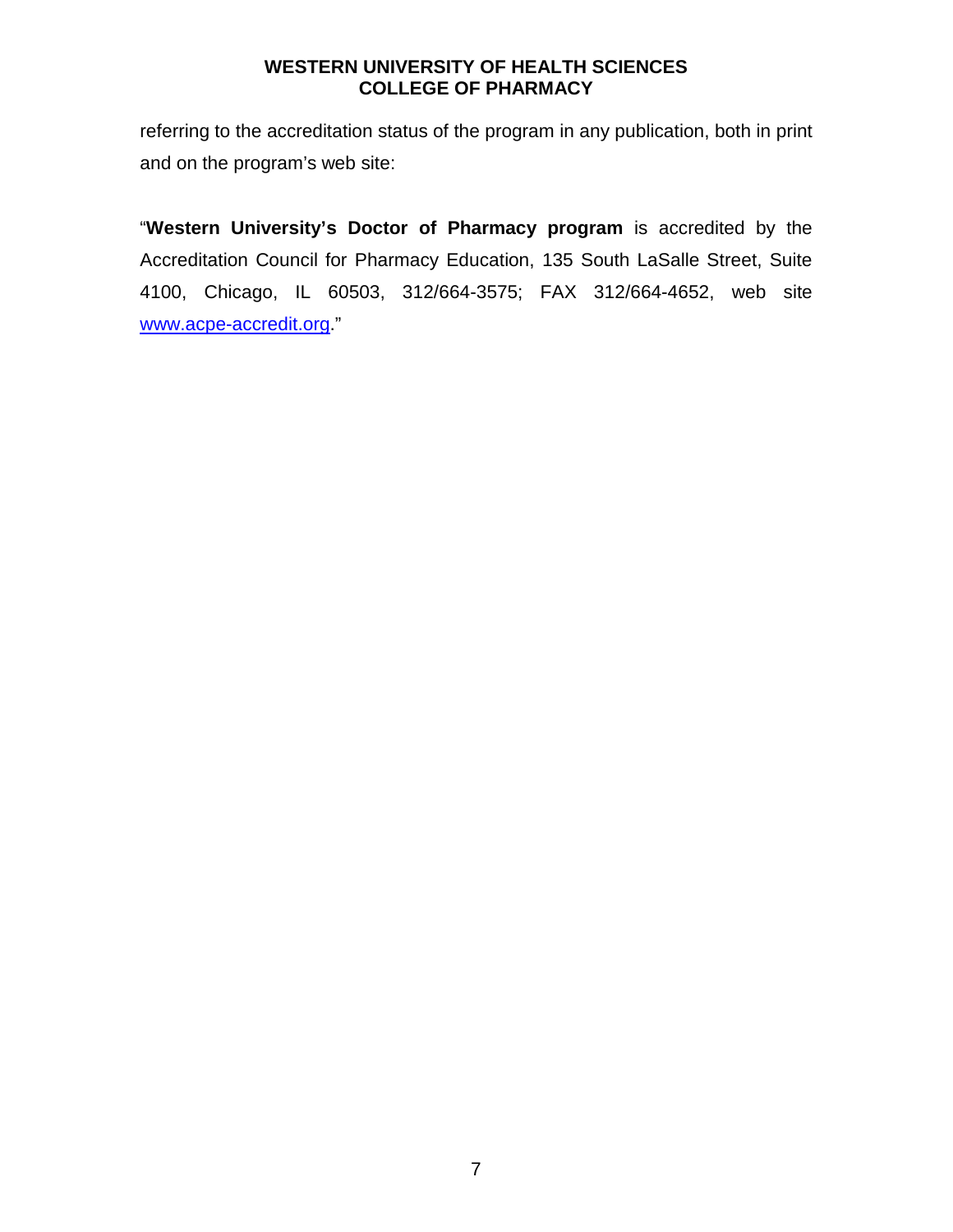referring to the accreditation status of the program in any publication, both in print and on the program's web site:

"**Western University's Doctor of Pharmacy program** is accredited by the Accreditation Council for Pharmacy Education, 135 South LaSalle Street, Suite 4100, Chicago, IL 60503, 312/664-3575; FAX 312/664-4652, web site www.acpe-accredit.org."